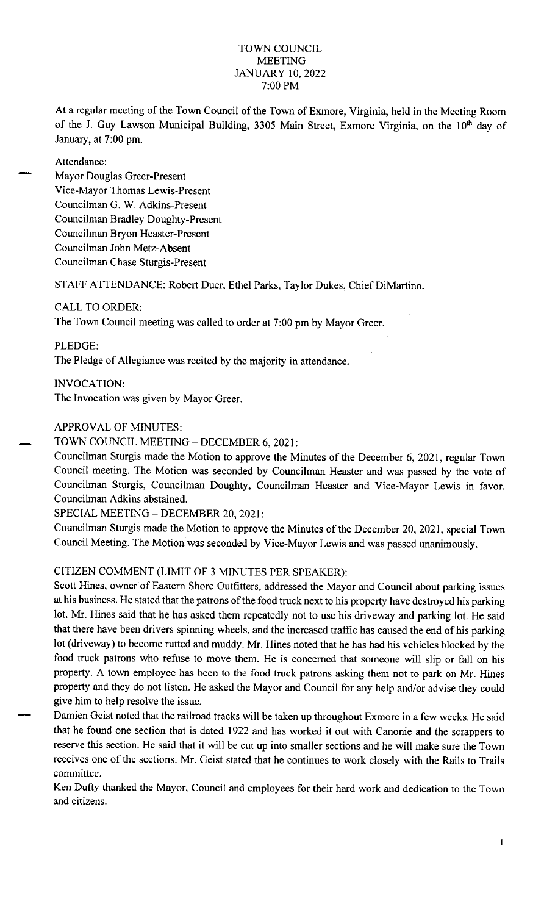# TOWN COUNCIL
## MEETING
## JANUARY 10, 2022
## 7:00 PM

At a regular meeting of the Town Council of the Town of Exmore, Virginia, held in the Meeting Room of the J. Guy Lawson Municipal Building, 3305 Main Street, Exmore Virginia, on the 10th day of January, at 7:00 pm.

Attendance:
Mayor Douglas Greer-Present
Vice-Mayor Thomas Lewis-Present
Councilman G. W. Adkins-Present
Councilman Bradley Doughty-Present
Councilman Bryon Heaster-Present
Councilman John Metz-Absent
Councilman Chase Sturgis-Present

STAFF ATTENDANCE: Robert Duer, Ethel Parks, Taylor Dukes, Chief DiMartino.

CALL TO ORDER:
The Town Council meeting was called to order at 7:00 pm by Mayor Greer.

PLEDGE:
The Pledge of Allegiance was recited by the majority in attendance.

INVOCATION:
The Invocation was given by Mayor Greer.

APPROVAL OF MINUTES:

TOWN COUNCIL MEETING – DECEMBER 6, 2021:
Councilman Sturgis made the Motion to approve the Minutes of the December 6, 2021, regular Town Council meeting. The Motion was seconded by Councilman Heaster and was passed by the vote of Councilman Sturgis, Councilman Doughty, Councilman Heaster and Vice-Mayor Lewis in favor. Councilman Adkins abstained.

SPECIAL MEETING – DECEMBER 20, 2021:
Councilman Sturgis made the Motion to approve the Minutes of the December 20, 2021, special Town Council Meeting. The Motion was seconded by Vice-Mayor Lewis and was passed unanimously.

CITIZEN COMMENT (LIMIT OF 3 MINUTES PER SPEAKER):
Scott Hines, owner of Eastern Shore Outfitters, addressed the Mayor and Council about parking issues at his business. He stated that the patrons of the food truck next to his property have destroyed his parking lot. Mr. Hines said that he has asked them repeatedly not to use his driveway and parking lot. He said that there have been drivers spinning wheels, and the increased traffic has caused the end of his parking lot (driveway) to become rutted and muddy. Mr. Hines noted that he has had his vehicles blocked by the food truck patrons who refuse to move them. He is concerned that someone will slip or fall on his property. A town employee has been to the food truck patrons asking them not to park on Mr. Hines property and they do not listen. He asked the Mayor and Council for any help and/or advise they could give him to help resolve the issue.

Damien Geist noted that the railroad tracks will be taken up throughout Exmore in a few weeks. He said that he found one section that is dated 1922 and has worked it out with Canonie and the scrappers to reserve this section. He said that it will be cut up into smaller sections and he will make sure the Town receives one of the sections. Mr. Geist stated that he continues to work closely with the Rails to Trails committee.

Ken Dufty thanked the Mayor, Council and employees for their hard work and dedication to the Town and citizens.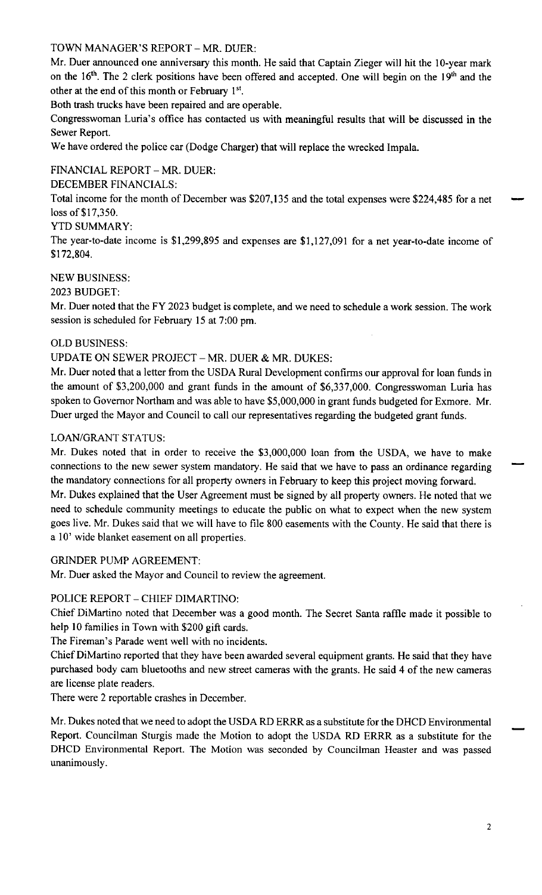TOWN MANAGER'S REPORT – MR. DUER:

Mr. Duer announced one anniversary this month. He said that Captain Zieger will hit the 10-year mark on the 16th. The 2 clerk positions have been offered and accepted. One will begin on the 19th and the other at the end of this month or February 1st.

Both trash trucks have been repaired and are operable.

Congresswoman Luria's office has contacted us with meaningful results that will be discussed in the Sewer Report.

We have ordered the police car (Dodge Charger) that will replace the wrecked Impala.

FINANCIAL REPORT – MR. DUER:

DECEMBER FINANCIALS:

Total income for the month of December was $207,135 and the total expenses were $224,485 for a net loss of $17,350.

YTD SUMMARY:

The year-to-date income is $1,299,895 and expenses are $1,127,091 for a net year-to-date income of $172,804.

NEW BUSINESS:

2023 BUDGET:

Mr. Duer noted that the FY 2023 budget is complete, and we need to schedule a work session. The work session is scheduled for February 15 at 7:00 pm.

OLD BUSINESS:

UPDATE ON SEWER PROJECT – MR. DUER & MR. DUKES:

Mr. Duer noted that a letter from the USDA Rural Development confirms our approval for loan funds in the amount of $3,200,000 and grant funds in the amount of $6,337,000. Congresswoman Luria has spoken to Governor Northam and was able to have $5,000,000 in grant funds budgeted for Exmore. Mr. Duer urged the Mayor and Council to call our representatives regarding the budgeted grant funds.

LOAN/GRANT STATUS:

Mr. Dukes noted that in order to receive the $3,000,000 loan from the USDA, we have to make connections to the new sewer system mandatory. He said that we have to pass an ordinance regarding the mandatory connections for all property owners in February to keep this project moving forward.

Mr. Dukes explained that the User Agreement must be signed by all property owners. He noted that we need to schedule community meetings to educate the public on what to expect when the new system goes live. Mr. Dukes said that we will have to file 800 easements with the County. He said that there is a 10' wide blanket easement on all properties.

GRINDER PUMP AGREEMENT:

Mr. Duer asked the Mayor and Council to review the agreement.

POLICE REPORT – CHIEF DIMARTINO:

Chief DiMartino noted that December was a good month. The Secret Santa raffle made it possible to help 10 families in Town with $200 gift cards.

The Fireman's Parade went well with no incidents.

Chief DiMartino reported that they have been awarded several equipment grants. He said that they have purchased body cam bluetooths and new street cameras with the grants. He said 4 of the new cameras are license plate readers.

There were 2 reportable crashes in December.

Mr. Dukes noted that we need to adopt the USDA RD ERRR as a substitute for the DHCD Environmental Report. Councilman Sturgis made the Motion to adopt the USDA RD ERRR as a substitute for the DHCD Environmental Report. The Motion was seconded by Councilman Heaster and was passed unanimously.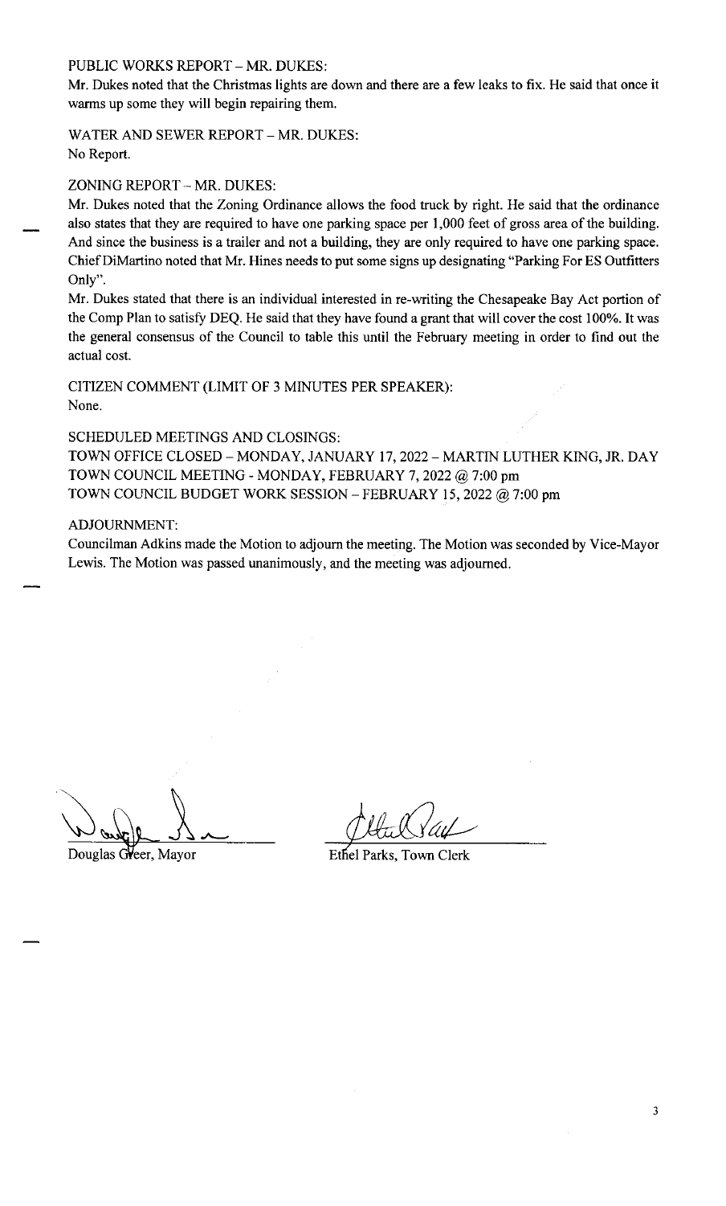PUBLIC WORKS REPORT – MR. DUKES:

Mr. Dukes noted that the Christmas lights are down and there are a few leaks to fix. He said that once it warms up some they will begin repairing them.

WATER AND SEWER REPORT – MR. DUKES:

No Report.

ZONING REPORT – MR. DUKES:

Mr. Dukes noted that the Zoning Ordinance allows the food truck by right. He said that the ordinance also states that they are required to have one parking space per 1,000 feet of gross area of the building. And since the business is a trailer and not a building, they are only required to have one parking space. Chief DiMartino noted that Mr. Hines needs to put some signs up designating "Parking For ES Outfitters Only".

Mr. Dukes stated that there is an individual interested in re-writing the Chesapeake Bay Act portion of the Comp Plan to satisfy DEQ. He said that they have found a grant that will cover the cost 100%. It was the general consensus of the Council to table this until the February meeting in order to find out the actual cost.

CITIZEN COMMENT (LIMIT OF 3 MINUTES PER SPEAKER):

None.

SCHEDULED MEETINGS AND CLOSINGS:

TOWN OFFICE CLOSED – MONDAY, JANUARY 17, 2022 – MARTIN LUTHER KING, JR. DAY

TOWN COUNCIL MEETING - MONDAY, FEBRUARY 7, 2022 @ 7:00 pm

TOWN COUNCIL BUDGET WORK SESSION – FEBRUARY 15, 2022 @ 7:00 pm

ADJOURNMENT:

Councilman Adkins made the Motion to adjourn the meeting. The Motion was seconded by Vice-Mayor Lewis. The Motion was passed unanimously, and the meeting was adjourned.

Douglas Greer, Mayor

Ethel Parks, Town Clerk